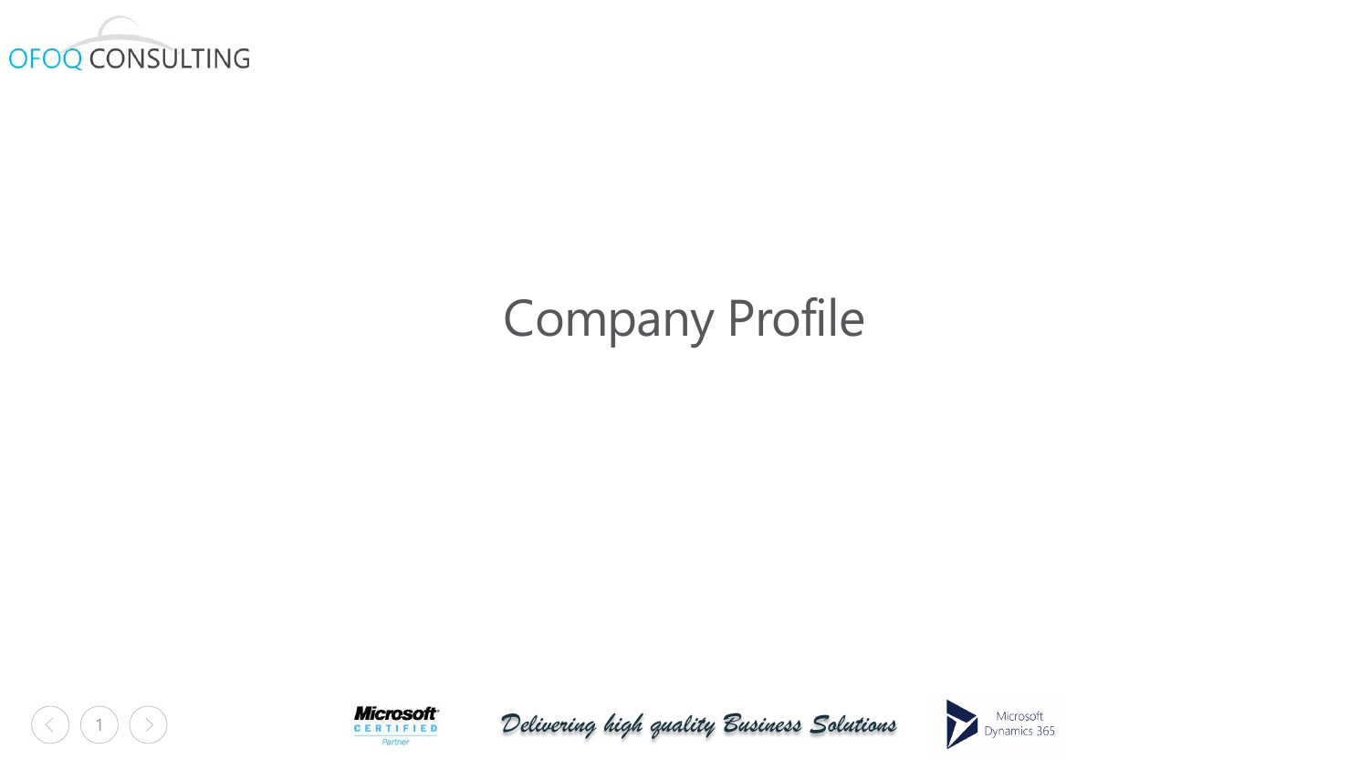OFOQ CONSULTING

# Company Profile

*Delivering high quality Business Solutions*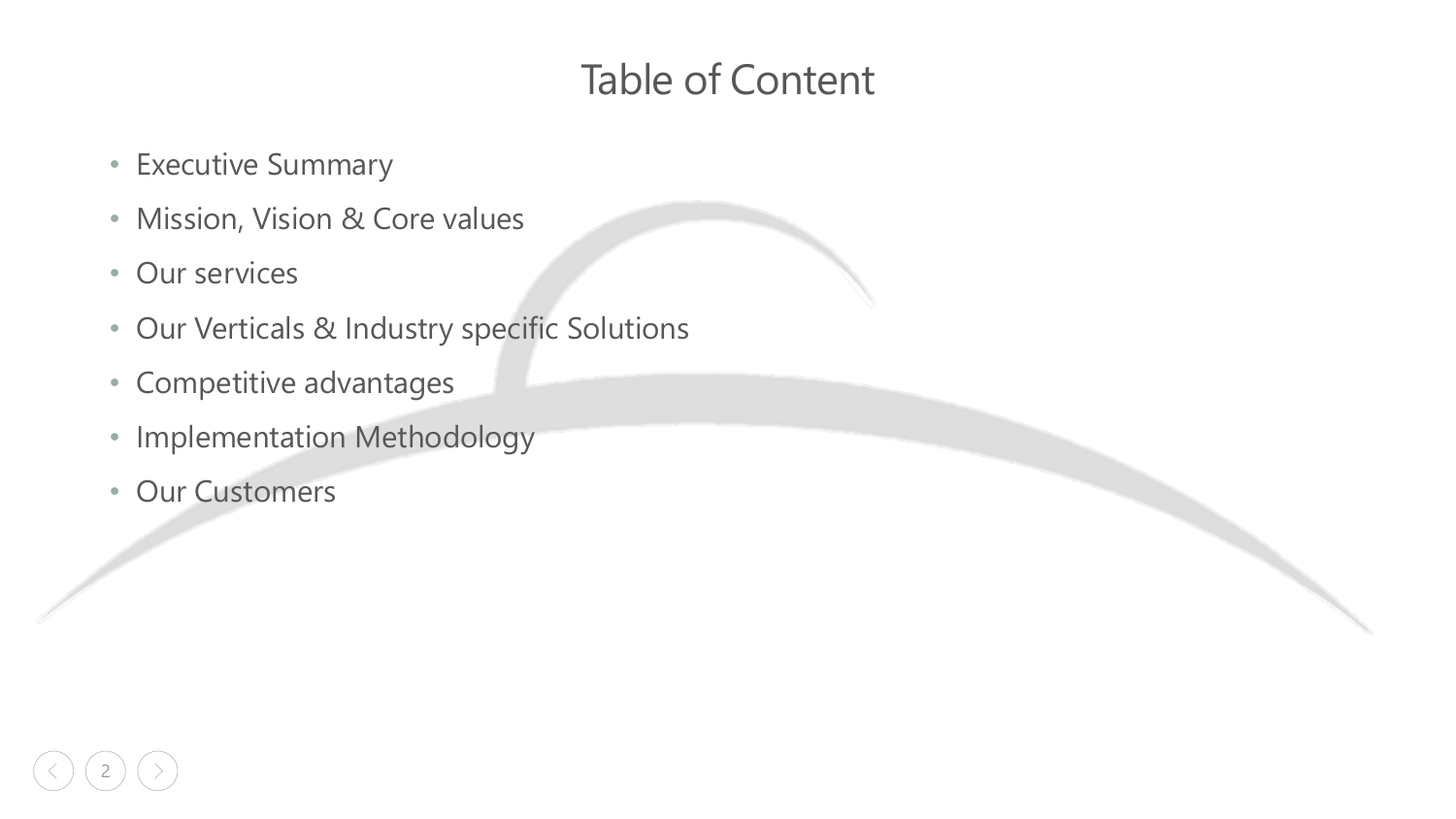# Table of Content

- Executive Summary
- Mission, Vision & Core values
- Our services
- Our Verticals & Industry specific Solutions
- Competitive advantages
- Implementation Methodology
- Our Customers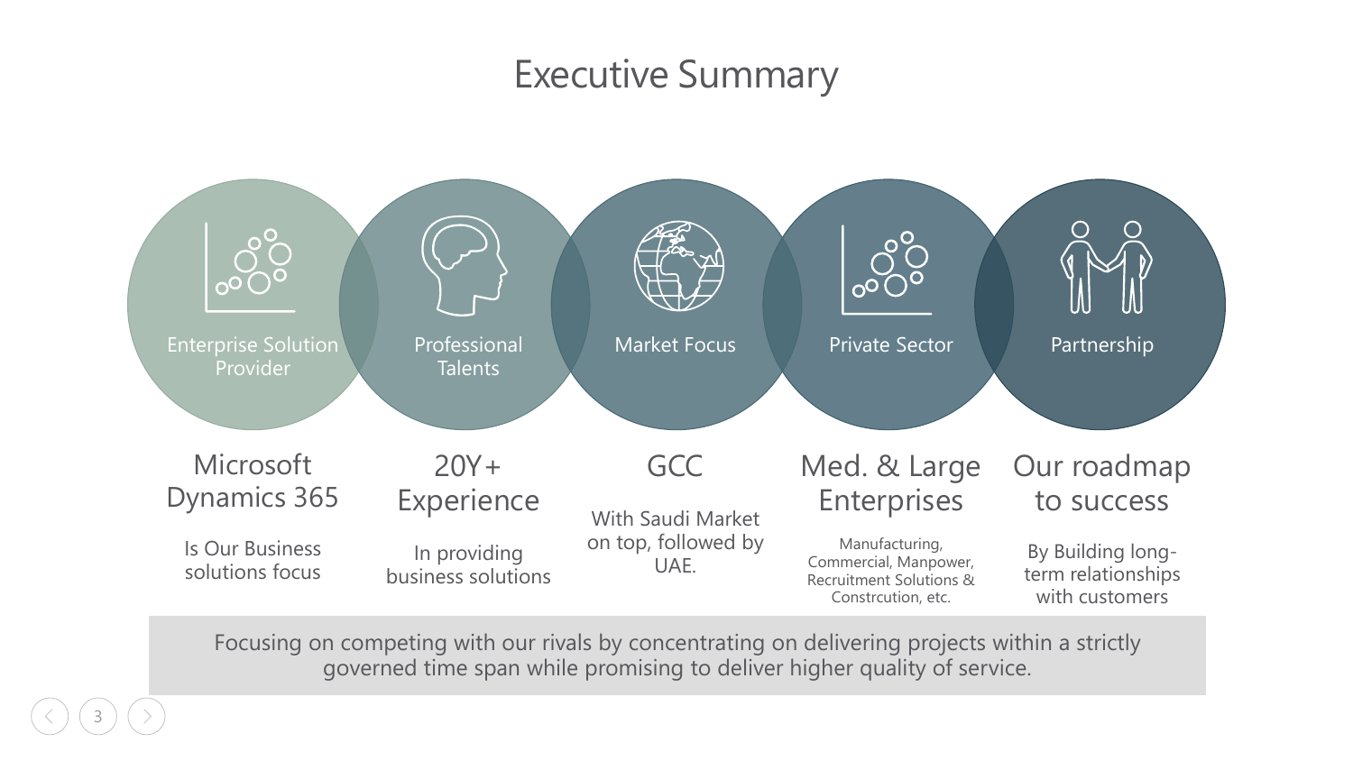# Executive Summary

### Enterprise Solution Provider

**Microsoft Dynamics 365**

Is Our Business solutions focus

### Professional Talents

**20Y+ Experience**

In providing business solutions

### Market Focus

**GCC**

With Saudi Market on top, followed by UAE.

### Private Sector

**Med. & Large Enterprises**

Manufacturing, Commercial, Manpower, Recruitment Solutions & Constrcution, etc.

### Partnership

**Our roadmap to success**

By Building long-term relationships with customers

Focusing on competing with our rivals by concentrating on delivering projects within a strictly governed time span while promising to deliver higher quality of service.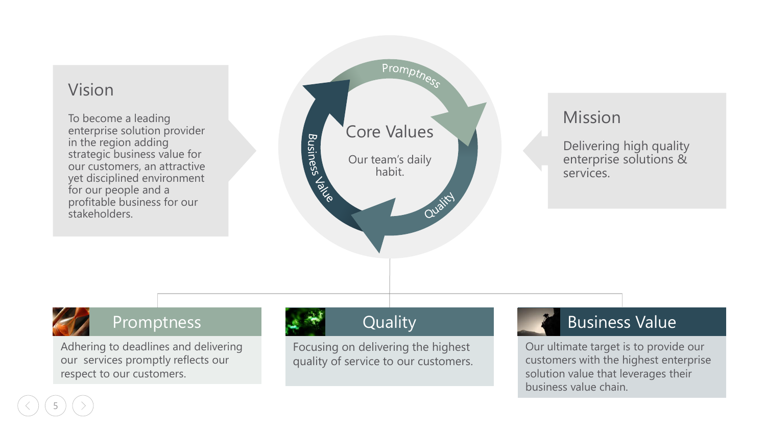## Vision

To become a leading enterprise solution provider in the region adding strategic business value for our customers, an attractive yet disciplined environment for our people and a profitable business for our stakeholders.

## Core Values

Our team's daily habit.

Promptness · Quality · Business Value

## Mission

Delivering high quality enterprise solutions & services.

### Promptness

Adhering to deadlines and delivering our services promptly reflects our respect to our customers.

### Quality

Focusing on delivering the highest quality of service to our customers.

### Business Value

Our ultimate target is to provide our customers with the highest enterprise solution value that leverages their business value chain.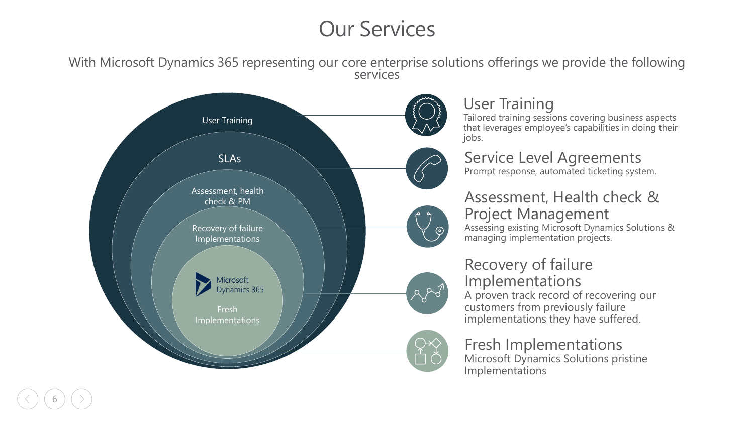# Our Services

With Microsoft Dynamics 365 representing our core enterprise solutions offerings we provide the following services

User Training

SLAs

Assessment, health check & PM

Recovery of failure Implementations

Microsoft Dynamics 365

Fresh Implementations

## User Training

Tailored training sessions covering business aspects that leverages employee's capabilities in doing their jobs.

## Service Level Agreements

Prompt response, automated ticketing system.

## Assessment, Health check & Project Management

Assessing existing Microsoft Dynamics Solutions & managing implementation projects.

## Recovery of failure Implementations

A proven track record of recovering our customers from previously failure implementations they have suffered.

## Fresh Implementations

Microsoft Dynamics Solutions pristine Implementations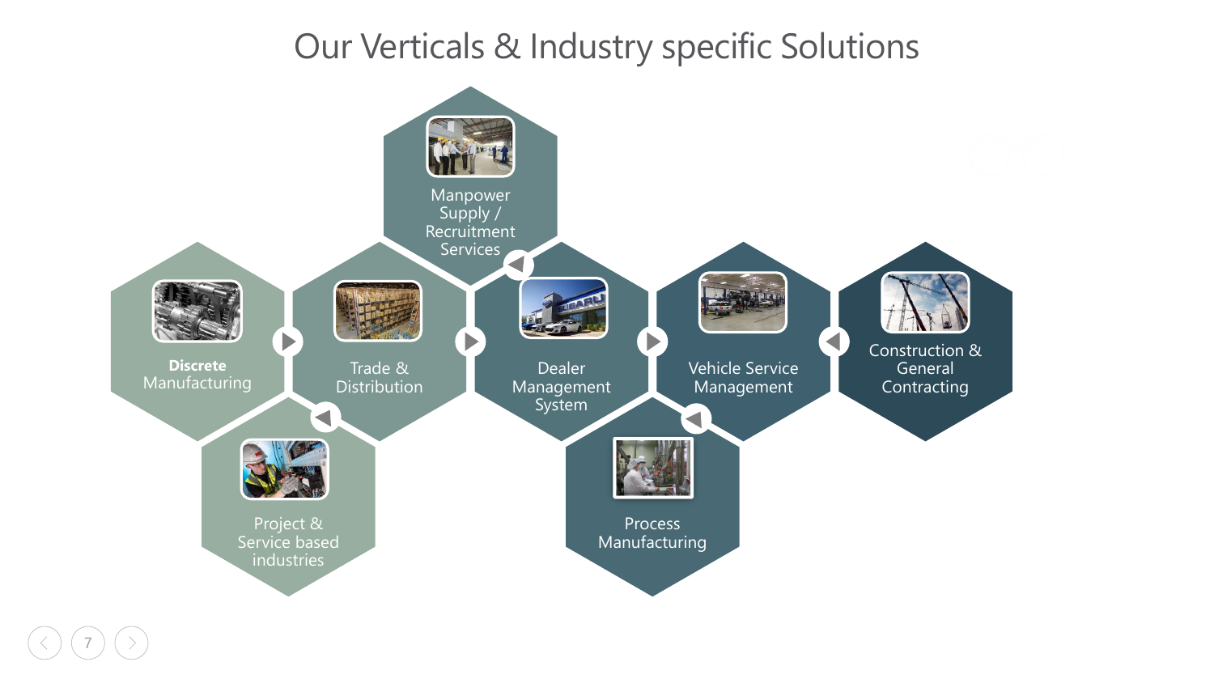# Our Verticals & Industry specific Solutions

- Manpower Supply / Recruitment Services
- **Discrete** Manufacturing
- Trade & Distribution
- Dealer Management System
- Vehicle Service Management
- Construction & General Contracting
- Project & Service based industries
- Process Manufacturing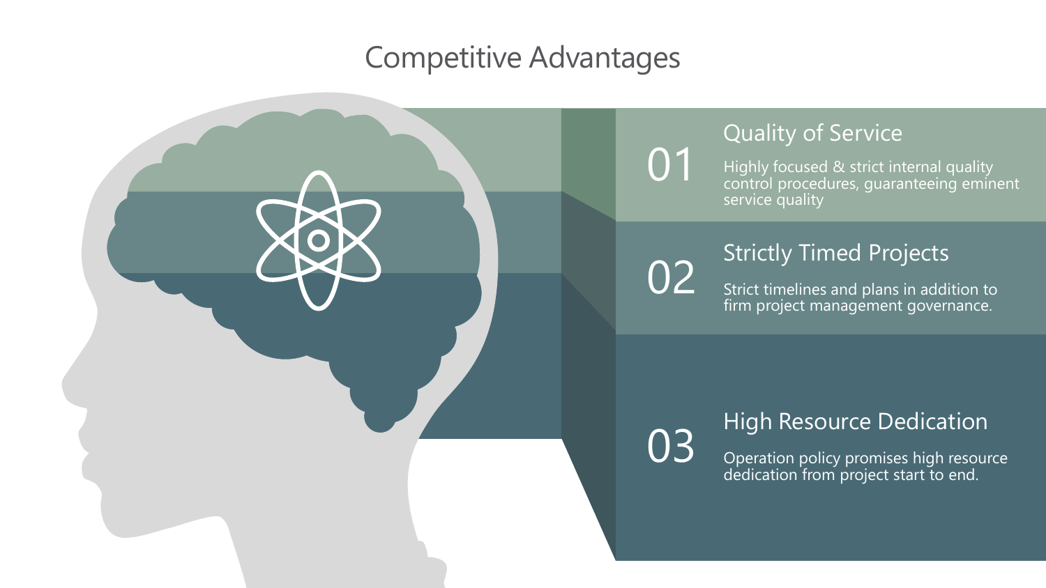# Competitive Advantages

## 01 Quality of Service

Highly focused & strict internal quality control procedures, guaranteeing eminent service quality

## 02 Strictly Timed Projects

Strict timelines and plans in addition to firm project management governance.

## 03 High Resource Dedication

Operation policy promises high resource dedication from project start to end.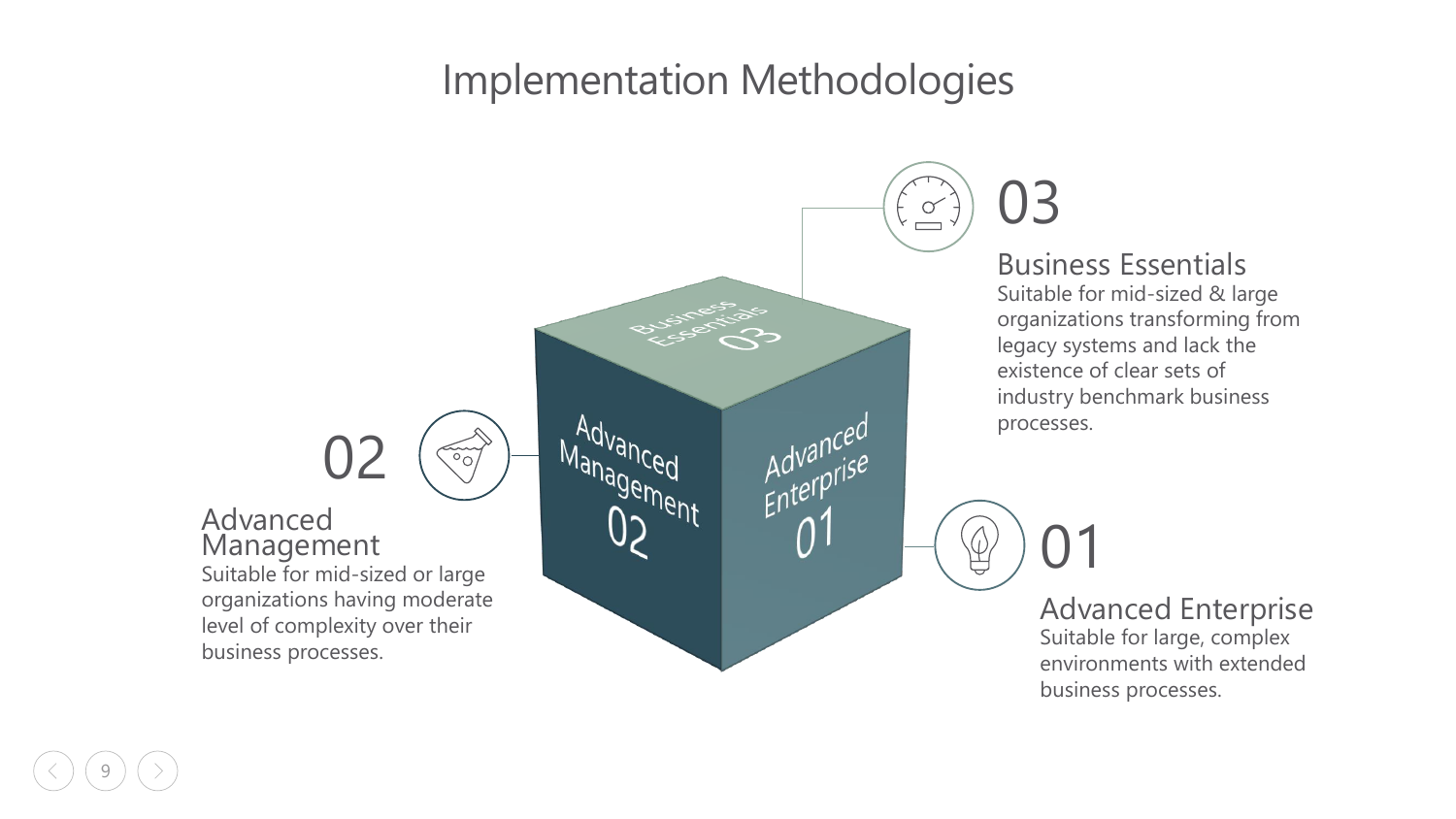# Implementation Methodologies

## 03

### Business Essentials

Suitable for mid-sized & large organizations transforming from legacy systems and lack the existence of clear sets of industry benchmark business processes.

## 02

### Advanced Management

Suitable for mid-sized or large organizations having moderate level of complexity over their business processes.

## 01

### Advanced Enterprise

Suitable for large, complex environments with extended business processes.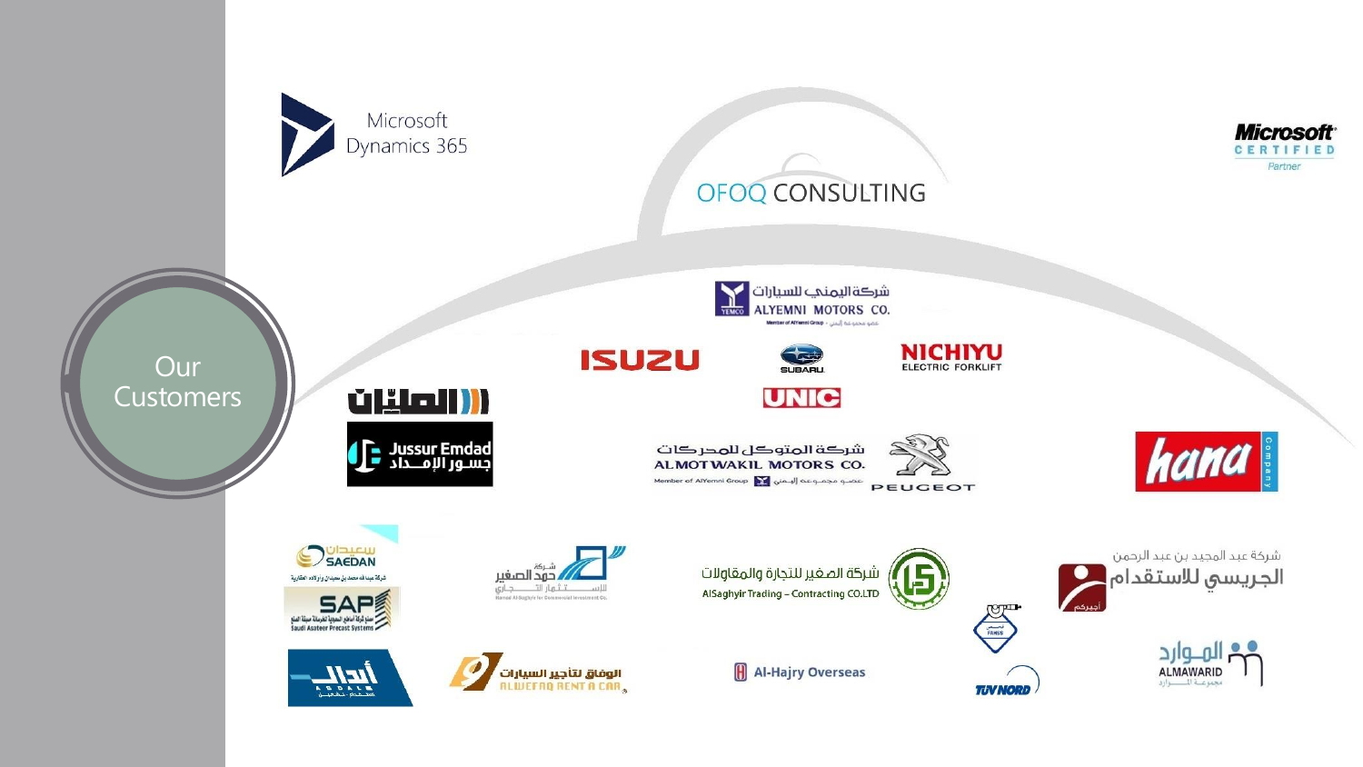# Our Customers

Microsoft Dynamics 365

OFOQ CONSULTING

Microsoft CERTIFIED Partner

شركة اليمني للسيارات
ALYEMNI MOTORS CO.

ISUZU

SUBARU

NICHIYU ELECTRIC FORKLIFT

UNIC

الميّان

Jussur Emdad
جسور الإمداد

شركة المتوكل للمحركات
ALMOTWAKIL MOTORS CO.
Member of AlYemni Group

PEUGEOT

hana Company

سعيدان
SAEDAN

SAP Saudi Asateer Precast Systems

شركة حمد الصغير للاستثمار التجاري

شركة الصغير للتجارة والمقاولات
AlSaghyir Trading – Contracting CO.LTD

شركة عبد المجيد بن عبد الرحمن
الجريسي للاستقدام

أبدال
ABDALM

الوفاق لتأجير السيارات
ALWEFAQ RENT A CAR

Al-Hajry Overseas

TÜV NORD

الموارد
ALMAWARID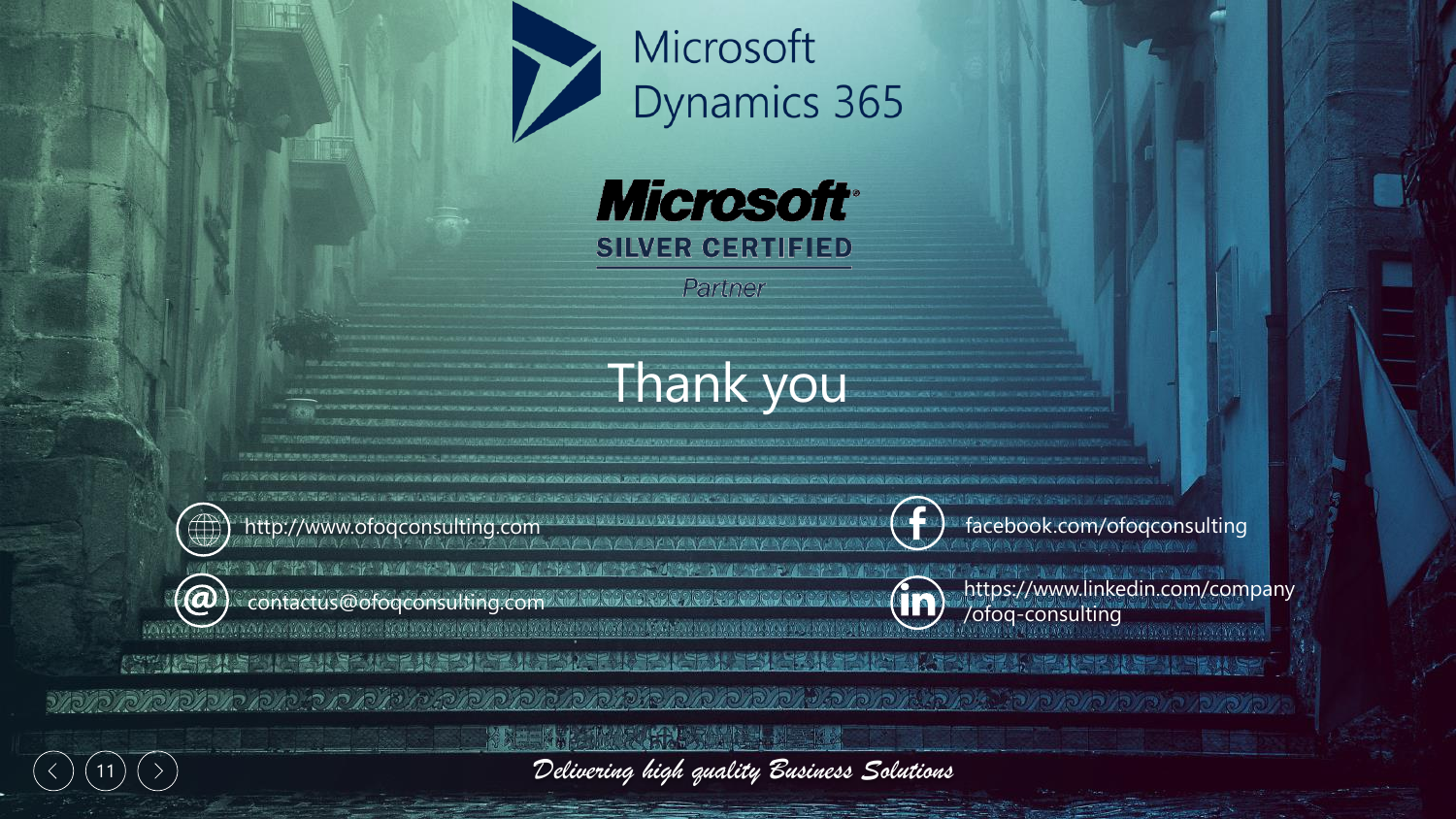Microsoft Dynamics 365

Microsoft SILVER CERTIFIED Partner

# Thank you

http://www.ofoqconsulting.com

contactus@ofoqconsulting.com

facebook.com/ofoqconsulting

https://www.linkedin.com/company/ofoq-consulting

*Delivering high quality Business Solutions*